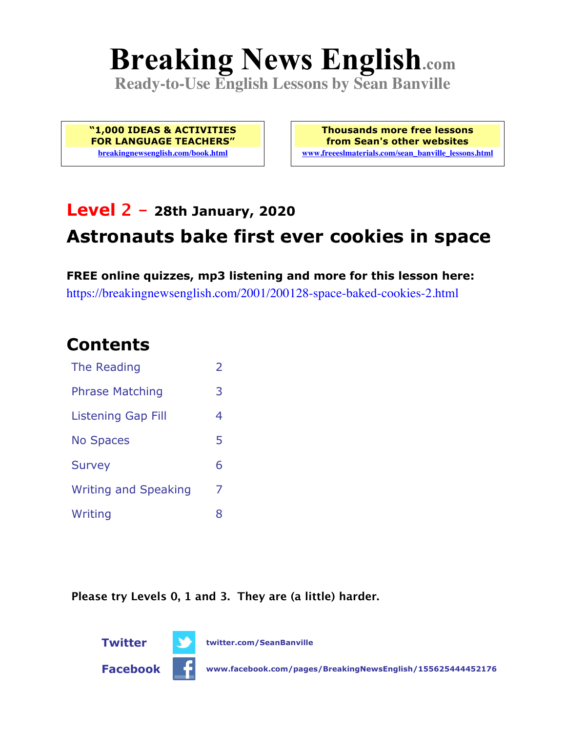# Breaking News English.com

**Ready-to-Use English Lessons by Sean Banville**

**"1,000 IDEAS & ACTIVITIES FOR LANGUAGE TEACHERS"**
breakingnewsenglish.com/book.html

**Thousands more free lessons from Sean's other websites**
www.freeeslmaterials.com/sean_banville_lessons.html

## Level 2 – 28th January, 2020

## Astronauts bake first ever cookies in space

**FREE online quizzes, mp3 listening and more for this lesson here:**
https://breakingnewsenglish.com/2001/200128-space-baked-cookies-2.html

## Contents

| | |
|---|---|
| The Reading | 2 |
| Phrase Matching | 3 |
| Listening Gap Fill | 4 |
| No Spaces | 5 |
| Survey | 6 |
| Writing and Speaking | 7 |
| Writing | 8 |

**Please try Levels 0, 1 and 3. They are (a little) harder.**

**Twitter** twitter.com/SeanBanville

**Facebook** www.facebook.com/pages/BreakingNewsEnglish/155625444452176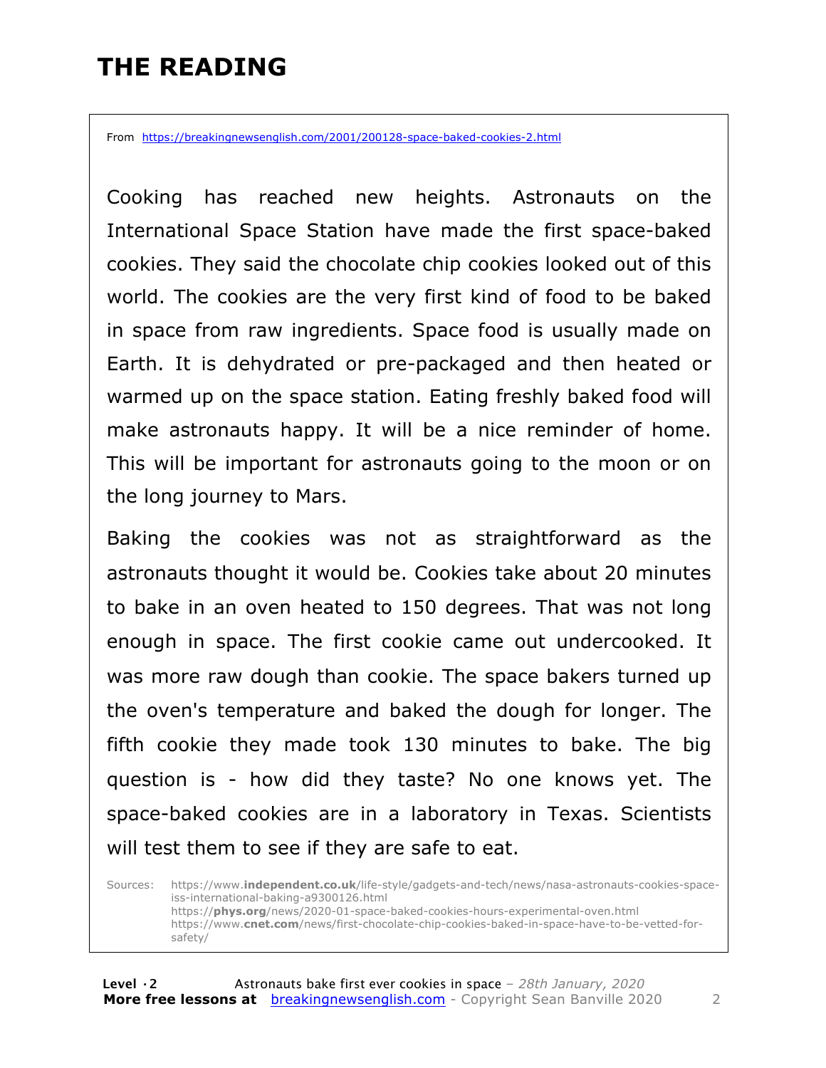# THE READING

From https://breakingnewsenglish.com/2001/200128-space-baked-cookies-2.html

Cooking has reached new heights. Astronauts on the International Space Station have made the first space-baked cookies. They said the chocolate chip cookies looked out of this world. The cookies are the very first kind of food to be baked in space from raw ingredients. Space food is usually made on Earth. It is dehydrated or pre-packaged and then heated or warmed up on the space station. Eating freshly baked food will make astronauts happy. It will be a nice reminder of home. This will be important for astronauts going to the moon or on the long journey to Mars.

Baking the cookies was not as straightforward as the astronauts thought it would be. Cookies take about 20 minutes to bake in an oven heated to 150 degrees. That was not long enough in space. The first cookie came out undercooked. It was more raw dough than cookie. The space bakers turned up the oven's temperature and baked the dough for longer. The fifth cookie they made took 130 minutes to bake. The big question is - how did they taste? No one knows yet. The space-baked cookies are in a laboratory in Texas. Scientists will test them to see if they are safe to eat.

Sources: https://www.**independent.co.uk**/life-style/gadgets-and-tech/news/nasa-astronauts-cookies-space-iss-international-baking-a9300126.html
https://**phys.org**/news/2020-01-space-baked-cookies-hours-experimental-oven.html
https://www.**cnet.com**/news/first-chocolate-chip-cookies-baked-in-space-have-to-be-vetted-for-safety/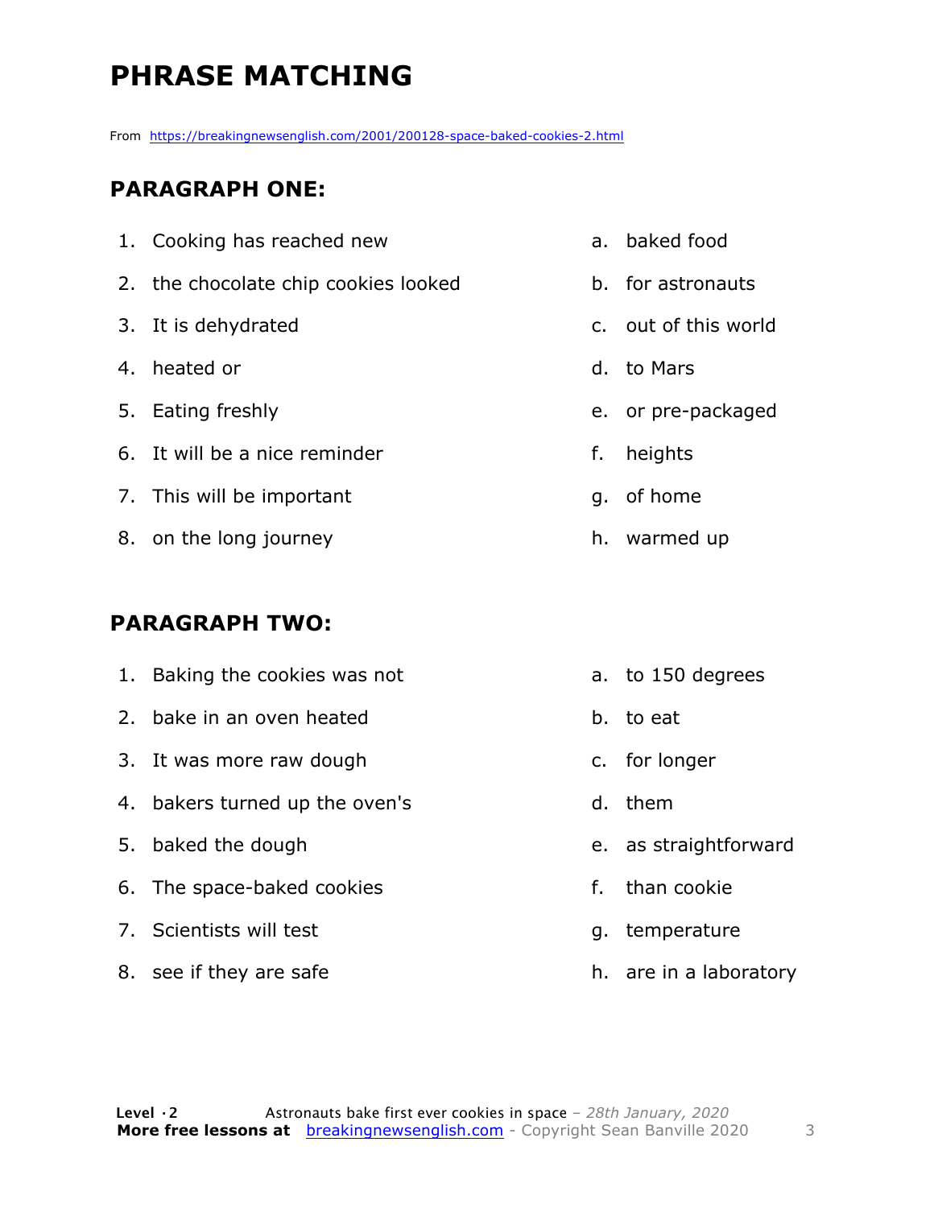# PHRASE MATCHING

From https://breakingnewsenglish.com/2001/200128-space-baked-cookies-2.html

## PARAGRAPH ONE:

1. Cooking has reached new
2. the chocolate chip cookies looked
3. It is dehydrated
4. heated or
5. Eating freshly
6. It will be a nice reminder
7. This will be important
8. on the long journey

a. baked food
b. for astronauts
c. out of this world
d. to Mars
e. or pre-packaged
f. heights
g. of home
h. warmed up

## PARAGRAPH TWO:

1. Baking the cookies was not
2. bake in an oven heated
3. It was more raw dough
4. bakers turned up the oven's
5. baked the dough
6. The space-baked cookies
7. Scientists will test
8. see if they are safe

a. to 150 degrees
b. to eat
c. for longer
d. them
e. as straightforward
f. than cookie
g. temperature
h. are in a laboratory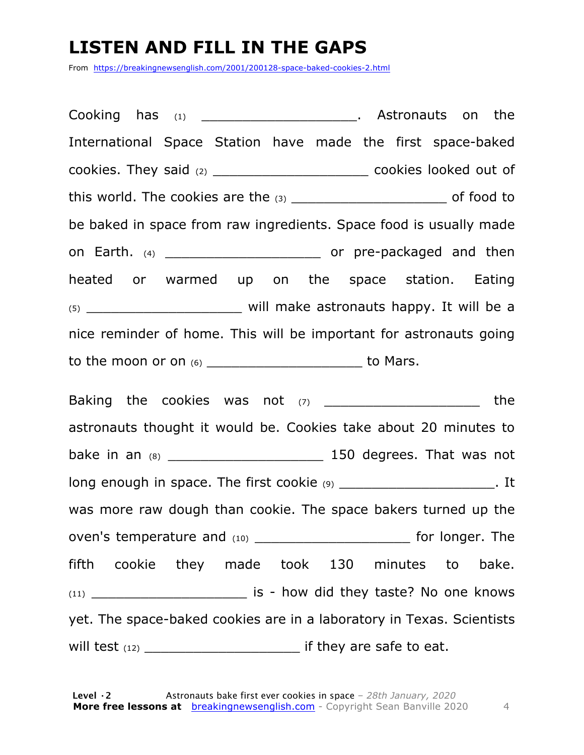# LISTEN AND FILL IN THE GAPS

From https://breakingnewsenglish.com/2001/200128-space-baked-cookies-2.html

Cooking has (1) ___________________. Astronauts on the International Space Station have made the first space-baked cookies. They said (2) ___________________ cookies looked out of this world. The cookies are the (3) ___________________ of food to be baked in space from raw ingredients. Space food is usually made on Earth. (4) ___________________ or pre-packaged and then heated or warmed up on the space station. Eating (5) ___________________ will make astronauts happy. It will be a nice reminder of home. This will be important for astronauts going to the moon or on (6) ___________________ to Mars.

Baking the cookies was not (7) ___________________ the astronauts thought it would be. Cookies take about 20 minutes to bake in an (8) ___________________ 150 degrees. That was not long enough in space. The first cookie (9) ___________________. It was more raw dough than cookie. The space bakers turned up the oven's temperature and (10) ___________________ for longer. The fifth cookie they made took 130 minutes to bake. (11) ___________________ is - how did they taste? No one knows yet. The space-baked cookies are in a laboratory in Texas. Scientists will test (12) ___________________ if they are safe to eat.

**Level · 2** Astronauts bake first ever cookies in space – *28th January, 2020*
**More free lessons at** breakingnewsenglish.com - Copyright Sean Banville 2020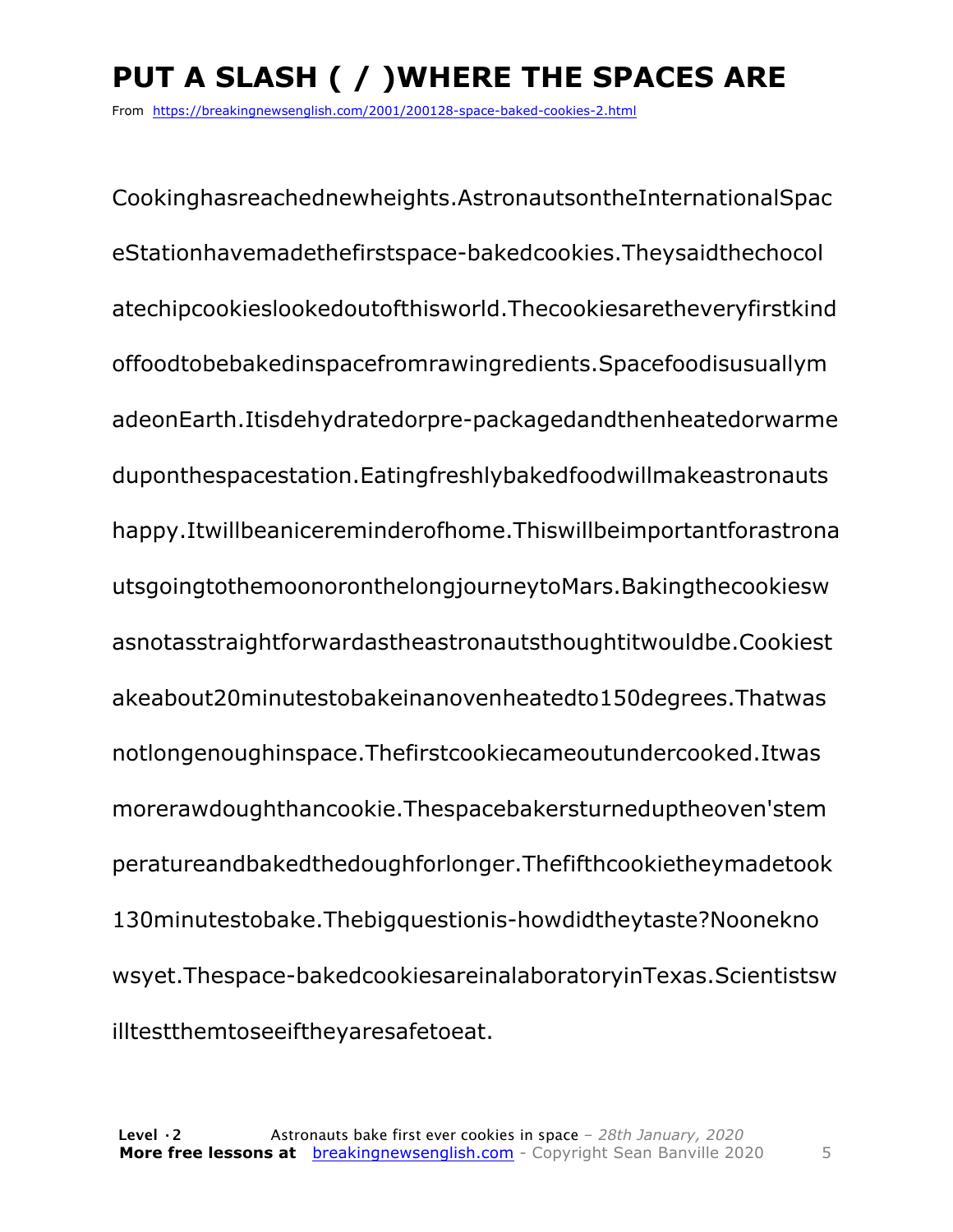# PUT A SLASH ( / )WHERE THE SPACES ARE

From https://breakingnewsenglish.com/2001/200128-space-baked-cookies-2.html

CookinghasreachednewheightsAstronautsontheInternationalSpac

eStationhavemadethefirstspace-bakedcookies.Theysaidthechocol

atechipcookieslookedoutofthisworld.Thecookiesaretheveryfirstkind

offoodtobebakedinspacefromrawingredients.Spacefoodisusuallym

adeonEarth.Itisdehydratedorpre-packagedandthenheatedorwarme

duponthespacestation.Eatingfreshlybakedfoodwillmakeastronauts

happy.Itwillbeanicereminderofhome.Thiswillbeimportantforastrona

utsgoingtothemoonoronthelongjourneytoMars.Bakingthecookiesw

asnotasstraightforwardastheastronautsthoughtitwouldbe.Cookiest

akeabout20minutestobakeinanovenheatedto150degrees.Thatwas

notlongenoughinspace.Thefirstcookiecameoutundercooked.Itwas

morerawdoughthancookie.Thespacebakersturneduptheoven'stem

peratureandbakedthedoughforlonger.Thefifthcookietheymadetook

130minutestobake.Thebigquestionis-howdidtheytaste?Noonekno

wsyet.Thespace-bakedcookiesareinalaboratoryinTexas.Scientistsw

illtestthemtoseeiftheyaresafetoeat.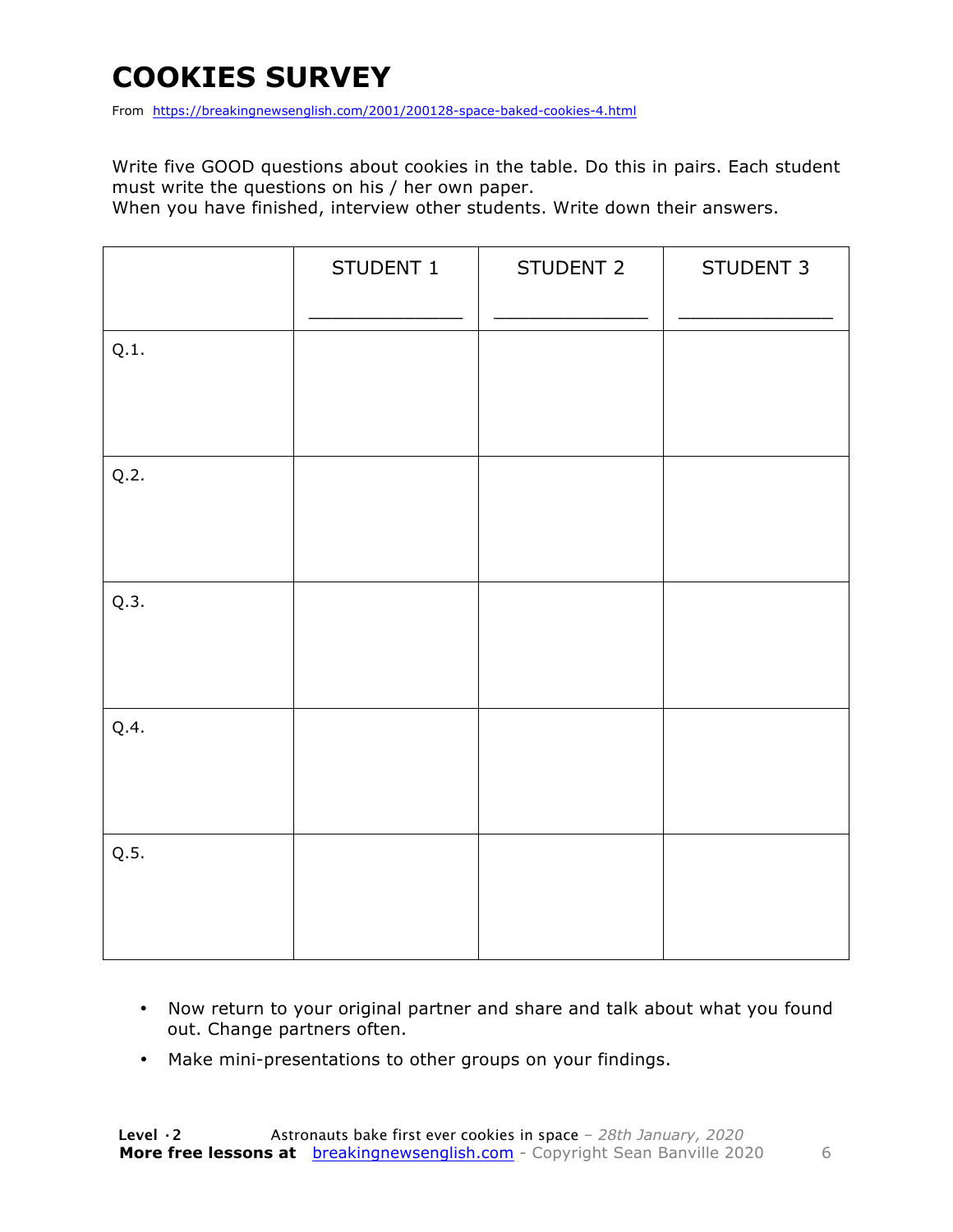# COOKIES SURVEY

From https://breakingnewsenglish.com/2001/200128-space-baked-cookies-4.html

Write five GOOD questions about cookies in the table. Do this in pairs. Each student must write the questions on his / her own paper.
When you have finished, interview other students. Write down their answers.

| | STUDENT 1<br>_______________ | STUDENT 2<br>_______________ | STUDENT 3<br>_______________ |
|---|---|---|---|
| Q.1. | | | |
| Q.2. | | | |
| Q.3. | | | |
| Q.4. | | | |
| Q.5. | | | |

- Now return to your original partner and share and talk about what you found out. Change partners often.
- Make mini-presentations to other groups on your findings.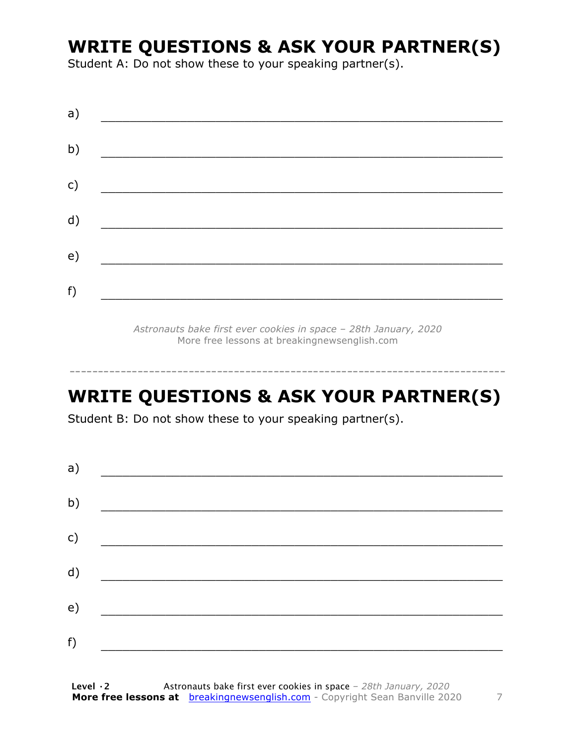## WRITE QUESTIONS & ASK YOUR PARTNER(S)

Student A: Do not show these to your speaking partner(s).

a) ___________________________________________________________

b) ___________________________________________________________

c) ___________________________________________________________

d) ___________________________________________________________

e) ___________________________________________________________

f) ___________________________________________________________

*Astronauts bake first ever cookies in space – 28th January, 2020*
More free lessons at breakingnewsenglish.com

---------------------------------------------------------------------------

## WRITE QUESTIONS & ASK YOUR PARTNER(S)

Student B: Do not show these to your speaking partner(s).

a) ___________________________________________________________

b) ___________________________________________________________

c) ___________________________________________________________

d) ___________________________________________________________

e) ___________________________________________________________

f) ___________________________________________________________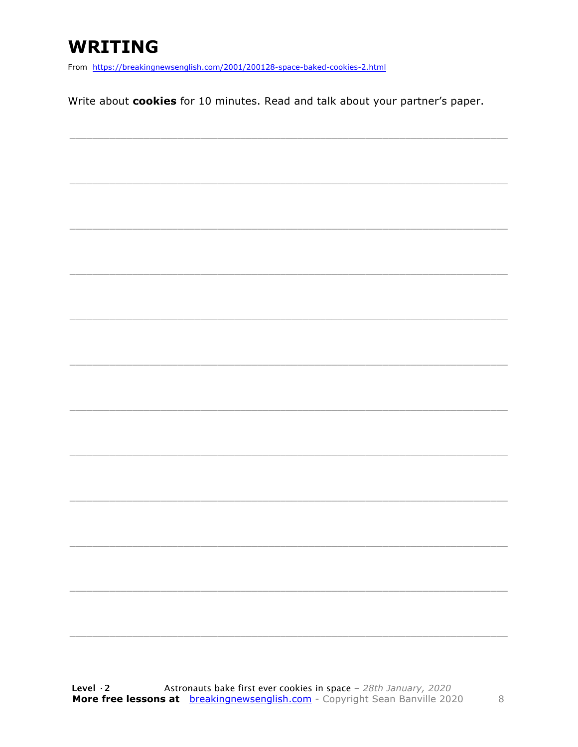# WRITING

From https://breakingnewsenglish.com/2001/200128-space-baked-cookies-2.html

Write about **cookies** for 10 minutes. Read and talk about your partner's paper.